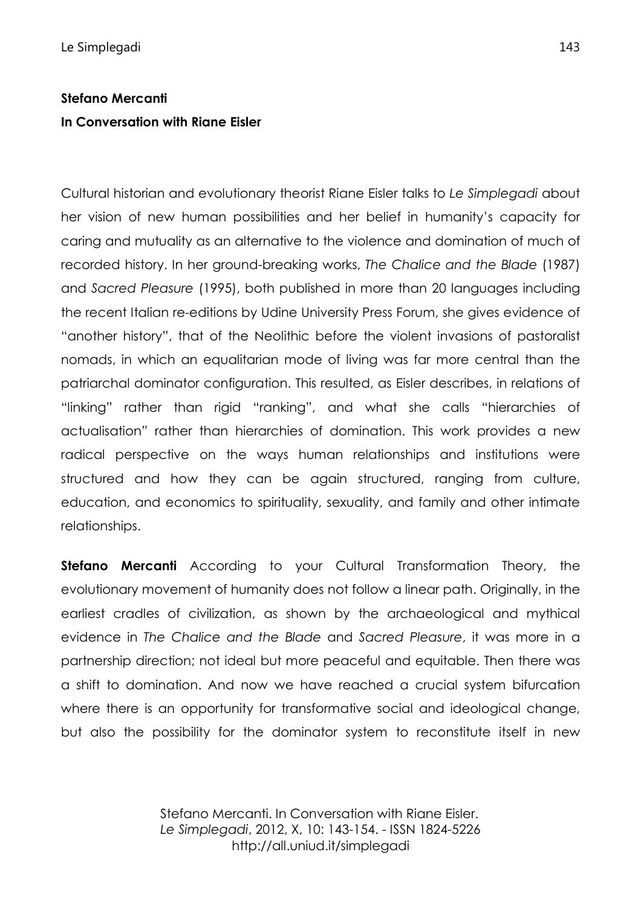**Stefano Mercanti**

**In Conversation with Riane Eisler**

Cultural historian and evolutionary theorist Riane Eisler talks to *Le Simplegadi* about her vision of new human possibilities and her belief in humanity's capacity for caring and mutuality as an alternative to the violence and domination of much of recorded history. In her ground-breaking works, *The Chalice and the Blade* (1987) and *Sacred Pleasure* (1995), both published in more than 20 languages including the recent Italian re-editions by Udine University Press Forum, she gives evidence of "another history", that of the Neolithic before the violent invasions of pastoralist nomads, in which an equalitarian mode of living was far more central than the patriarchal dominator configuration. This resulted, as Eisler describes, in relations of "linking" rather than rigid "ranking", and what she calls "hierarchies of actualisation" rather than hierarchies of domination. This work provides a new radical perspective on the ways human relationships and institutions were structured and how they can be again structured, ranging from culture, education, and economics to spirituality, sexuality, and family and other intimate relationships.

**Stefano Mercanti** According to your Cultural Transformation Theory, the evolutionary movement of humanity does not follow a linear path. Originally, in the earliest cradles of civilization, as shown by the archaeological and mythical evidence in *The Chalice and the Blade* and *Sacred Pleasure*, it was more in a partnership direction; not ideal but more peaceful and equitable. Then there was a shift to domination. And now we have reached a crucial system bifurcation where there is an opportunity for transformative social and ideological change, but also the possibility for the dominator system to reconstitute itself in new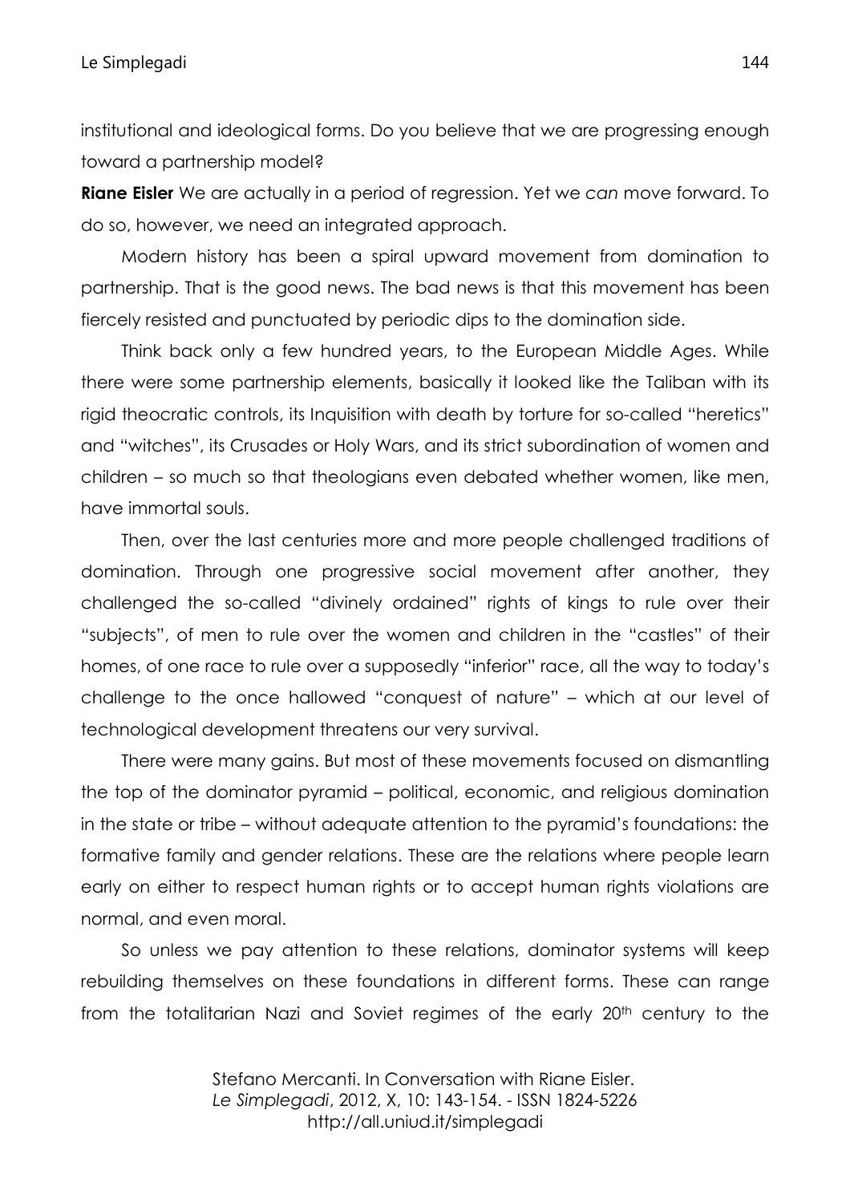institutional and ideological forms. Do you believe that we are progressing enough toward a partnership model?

**Riane Eisler** We are actually in a period of regression. Yet we *can* move forward. To do so, however, we need an integrated approach.

Modern history has been a spiral upward movement from domination to partnership. That is the good news. The bad news is that this movement has been fiercely resisted and punctuated by periodic dips to the domination side.

Think back only a few hundred years, to the European Middle Ages. While there were some partnership elements, basically it looked like the Taliban with its rigid theocratic controls, its Inquisition with death by torture for so-called "heretics" and "witches", its Crusades or Holy Wars, and its strict subordination of women and children – so much so that theologians even debated whether women, like men, have immortal souls.

Then, over the last centuries more and more people challenged traditions of domination. Through one progressive social movement after another, they challenged the so-called "divinely ordained" rights of kings to rule over their "subjects", of men to rule over the women and children in the "castles" of their homes, of one race to rule over a supposedly "inferior" race, all the way to today's challenge to the once hallowed "conquest of nature" – which at our level of technological development threatens our very survival.

There were many gains. But most of these movements focused on dismantling the top of the dominator pyramid – political, economic, and religious domination in the state or tribe – without adequate attention to the pyramid's foundations: the formative family and gender relations. These are the relations where people learn early on either to respect human rights or to accept human rights violations are normal, and even moral.

So unless we pay attention to these relations, dominator systems will keep rebuilding themselves on these foundations in different forms. These can range from the totalitarian Nazi and Soviet regimes of the early 20th century to the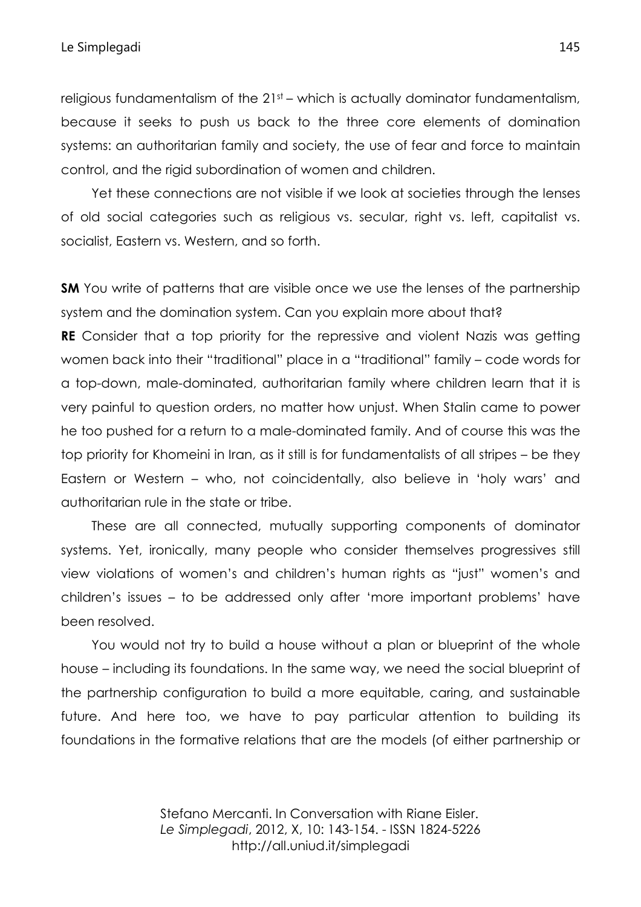religious fundamentalism of the 21st – which is actually dominator fundamentalism, because it seeks to push us back to the three core elements of domination systems: an authoritarian family and society, the use of fear and force to maintain control, and the rigid subordination of women and children.

Yet these connections are not visible if we look at societies through the lenses of old social categories such as religious vs. secular, right vs. left, capitalist vs. socialist, Eastern vs. Western, and so forth.

**SM** You write of patterns that are visible once we use the lenses of the partnership system and the domination system. Can you explain more about that?

**RE** Consider that a top priority for the repressive and violent Nazis was getting women back into their "traditional" place in a "traditional" family – code words for a top-down, male-dominated, authoritarian family where children learn that it is very painful to question orders, no matter how unjust. When Stalin came to power he too pushed for a return to a male-dominated family. And of course this was the top priority for Khomeini in Iran, as it still is for fundamentalists of all stripes – be they Eastern or Western – who, not coincidentally, also believe in 'holy wars' and authoritarian rule in the state or tribe.

These are all connected, mutually supporting components of dominator systems. Yet, ironically, many people who consider themselves progressives still view violations of women's and children's human rights as "just" women's and children's issues – to be addressed only after 'more important problems' have been resolved.

You would not try to build a house without a plan or blueprint of the whole house – including its foundations. In the same way, we need the social blueprint of the partnership configuration to build a more equitable, caring, and sustainable future. And here too, we have to pay particular attention to building its foundations in the formative relations that are the models (of either partnership or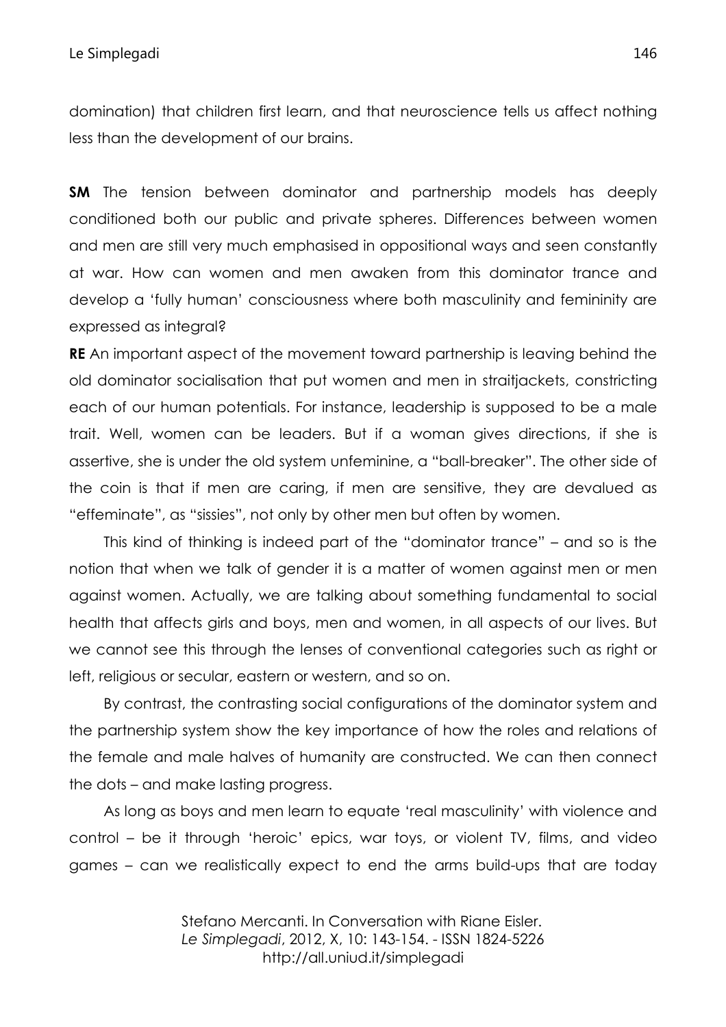domination) that children first learn, and that neuroscience tells us affect nothing less than the development of our brains.

**SM** The tension between dominator and partnership models has deeply conditioned both our public and private spheres. Differences between women and men are still very much emphasised in oppositional ways and seen constantly at war. How can women and men awaken from this dominator trance and develop a 'fully human' consciousness where both masculinity and femininity are expressed as integral?

**RE** An important aspect of the movement toward partnership is leaving behind the old dominator socialisation that put women and men in straitjackets, constricting each of our human potentials. For instance, leadership is supposed to be a male trait. Well, women can be leaders. But if a woman gives directions, if she is assertive, she is under the old system unfeminine, a "ball-breaker". The other side of the coin is that if men are caring, if men are sensitive, they are devalued as "effeminate", as "sissies", not only by other men but often by women.

This kind of thinking is indeed part of the "dominator trance" – and so is the notion that when we talk of gender it is a matter of women against men or men against women. Actually, we are talking about something fundamental to social health that affects girls and boys, men and women, in all aspects of our lives. But we cannot see this through the lenses of conventional categories such as right or left, religious or secular, eastern or western, and so on.

By contrast, the contrasting social configurations of the dominator system and the partnership system show the key importance of how the roles and relations of the female and male halves of humanity are constructed. We can then connect the dots – and make lasting progress.

As long as boys and men learn to equate 'real masculinity' with violence and control – be it through 'heroic' epics, war toys, or violent TV, films, and video games – can we realistically expect to end the arms build-ups that are today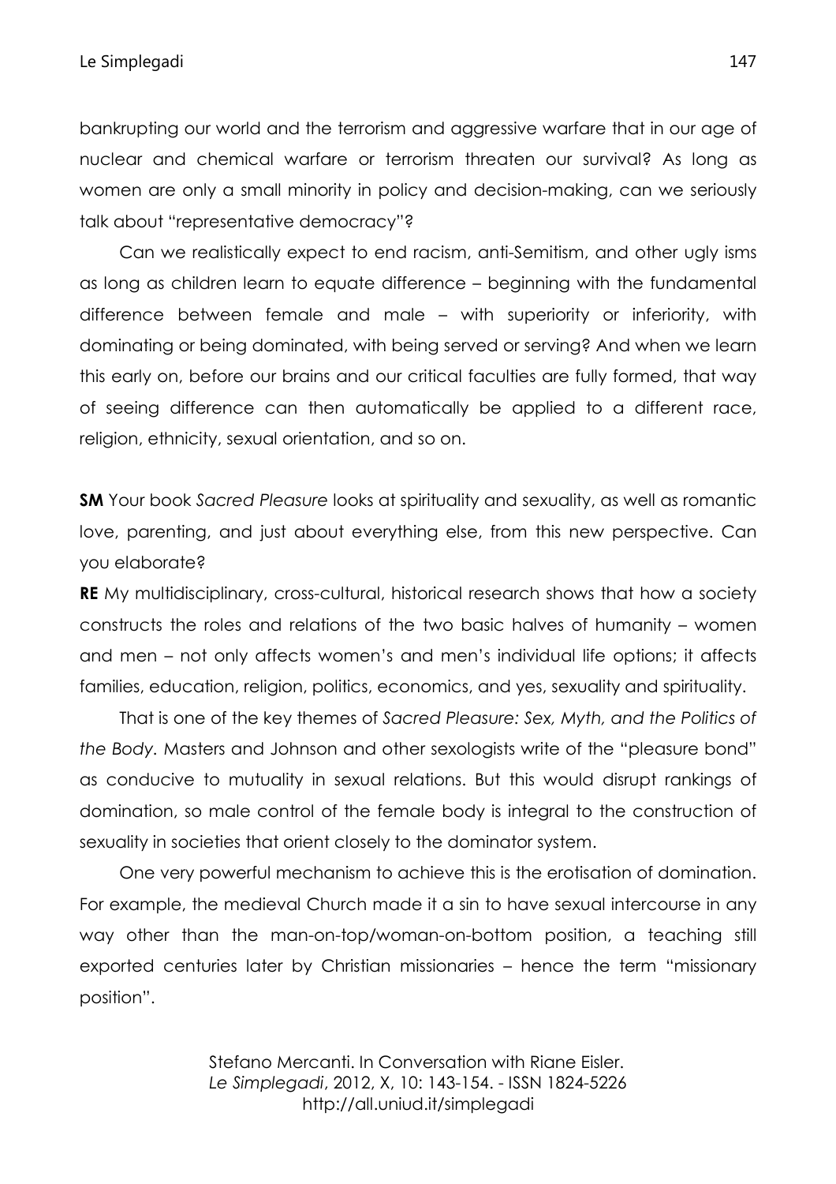bankrupting our world and the terrorism and aggressive warfare that in our age of nuclear and chemical warfare or terrorism threaten our survival? As long as women are only a small minority in policy and decision-making, can we seriously talk about "representative democracy"?

Can we realistically expect to end racism, anti-Semitism, and other ugly isms as long as children learn to equate difference – beginning with the fundamental difference between female and male – with superiority or inferiority, with dominating or being dominated, with being served or serving? And when we learn this early on, before our brains and our critical faculties are fully formed, that way of seeing difference can then automatically be applied to a different race, religion, ethnicity, sexual orientation, and so on.

**SM** Your book *Sacred Pleasure* looks at spirituality and sexuality, as well as romantic love, parenting, and just about everything else, from this new perspective. Can you elaborate?

**RE** My multidisciplinary, cross-cultural, historical research shows that how a society constructs the roles and relations of the two basic halves of humanity – women and men – not only affects women's and men's individual life options; it affects families, education, religion, politics, economics, and yes, sexuality and spirituality.

That is one of the key themes of *Sacred Pleasure: Sex, Myth, and the Politics of the Body*. Masters and Johnson and other sexologists write of the "pleasure bond" as conducive to mutuality in sexual relations. But this would disrupt rankings of domination, so male control of the female body is integral to the construction of sexuality in societies that orient closely to the dominator system.

One very powerful mechanism to achieve this is the erotisation of domination. For example, the medieval Church made it a sin to have sexual intercourse in any way other than the man-on-top/woman-on-bottom position, a teaching still exported centuries later by Christian missionaries – hence the term "missionary position".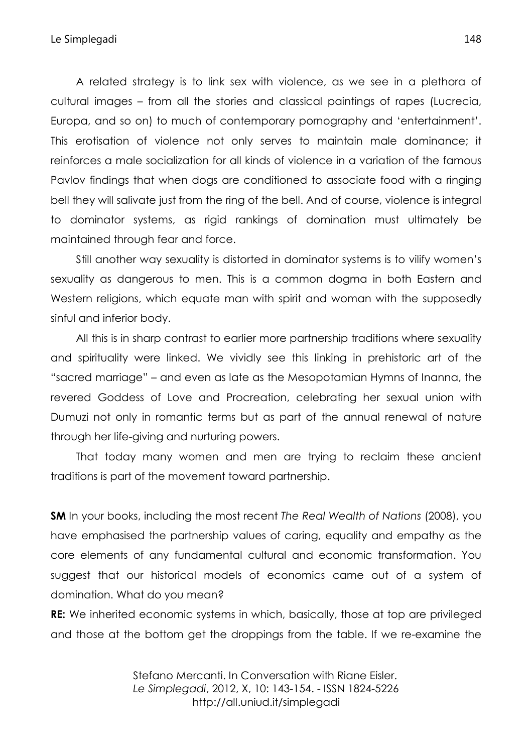A related strategy is to link sex with violence, as we see in a plethora of cultural images – from all the stories and classical paintings of rapes (Lucrecia, Europa, and so on) to much of contemporary pornography and 'entertainment'. This erotisation of violence not only serves to maintain male dominance; it reinforces a male socialization for all kinds of violence in a variation of the famous Pavlov findings that when dogs are conditioned to associate food with a ringing bell they will salivate just from the ring of the bell. And of course, violence is integral to dominator systems, as rigid rankings of domination must ultimately be maintained through fear and force.

Still another way sexuality is distorted in dominator systems is to vilify women's sexuality as dangerous to men. This is a common dogma in both Eastern and Western religions, which equate man with spirit and woman with the supposedly sinful and inferior body.

All this is in sharp contrast to earlier more partnership traditions where sexuality and spirituality were linked. We vividly see this linking in prehistoric art of the "sacred marriage" – and even as late as the Mesopotamian Hymns of Inanna, the revered Goddess of Love and Procreation, celebrating her sexual union with Dumuzi not only in romantic terms but as part of the annual renewal of nature through her life-giving and nurturing powers.

That today many women and men are trying to reclaim these ancient traditions is part of the movement toward partnership.

**SM** In your books, including the most recent *The Real Wealth of Nations* (2008), you have emphasised the partnership values of caring, equality and empathy as the core elements of any fundamental cultural and economic transformation. You suggest that our historical models of economics came out of a system of domination. What do you mean?

**RE:** We inherited economic systems in which, basically, those at top are privileged and those at the bottom get the droppings from the table. If we re-examine the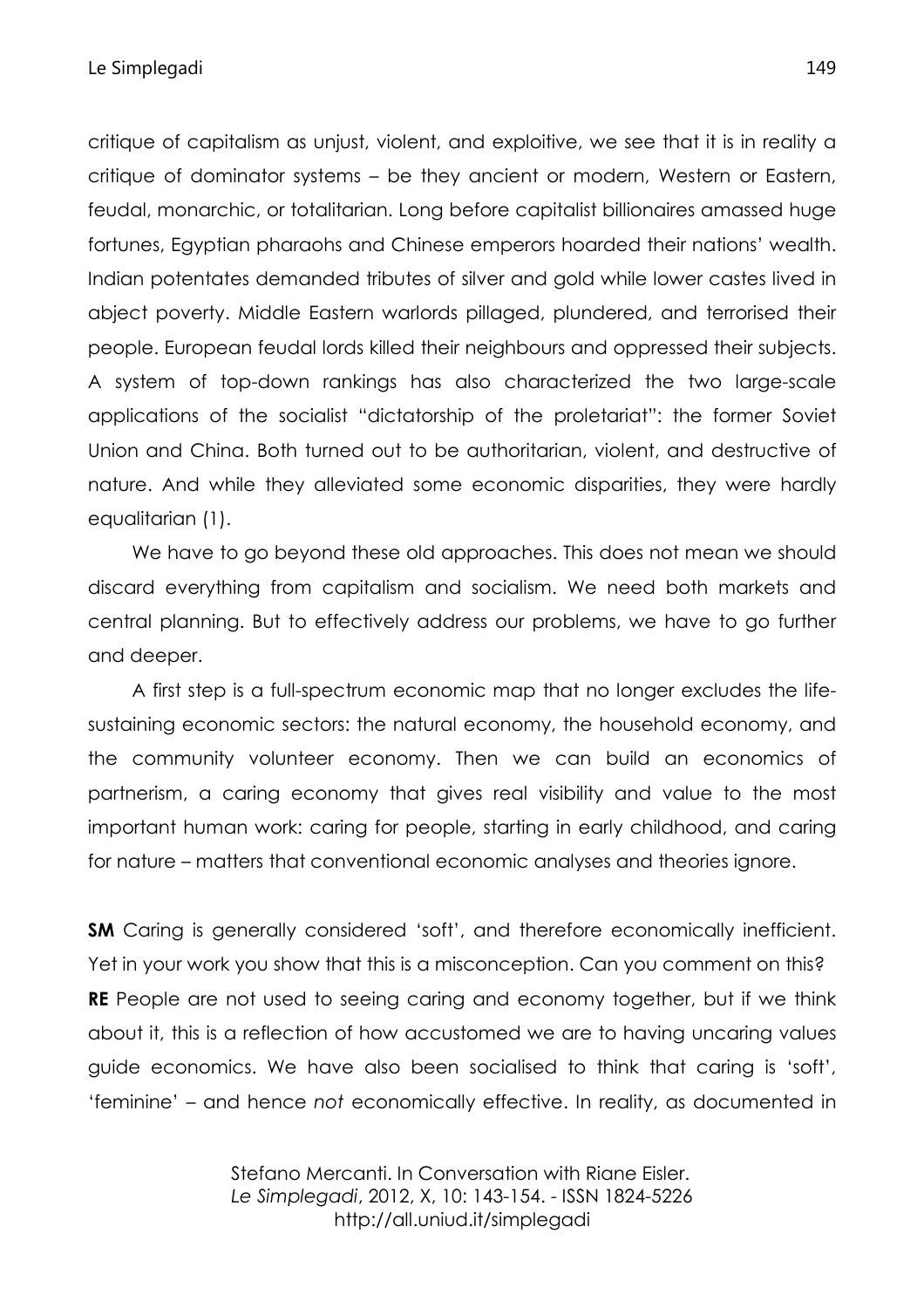critique of capitalism as unjust, violent, and exploitive, we see that it is in reality a critique of dominator systems – be they ancient or modern, Western or Eastern, feudal, monarchic, or totalitarian. Long before capitalist billionaires amassed huge fortunes, Egyptian pharaohs and Chinese emperors hoarded their nations' wealth. Indian potentates demanded tributes of silver and gold while lower castes lived in abject poverty. Middle Eastern warlords pillaged, plundered, and terrorised their people. European feudal lords killed their neighbours and oppressed their subjects. A system of top-down rankings has also characterized the two large-scale applications of the socialist "dictatorship of the proletariat": the former Soviet Union and China. Both turned out to be authoritarian, violent, and destructive of nature. And while they alleviated some economic disparities, they were hardly equalitarian (1).

We have to go beyond these old approaches. This does not mean we should discard everything from capitalism and socialism. We need both markets and central planning. But to effectively address our problems, we have to go further and deeper.

A first step is a full-spectrum economic map that no longer excludes the life-sustaining economic sectors: the natural economy, the household economy, and the community volunteer economy. Then we can build an economics of partnerism, a caring economy that gives real visibility and value to the most important human work: caring for people, starting in early childhood, and caring for nature – matters that conventional economic analyses and theories ignore.

**SM** Caring is generally considered 'soft', and therefore economically inefficient. Yet in your work you show that this is a misconception. Can you comment on this?

**RE** People are not used to seeing caring and economy together, but if we think about it, this is a reflection of how accustomed we are to having uncaring values guide economics. We have also been socialised to think that caring is 'soft', 'feminine' – and hence *not* economically effective. In reality, as documented in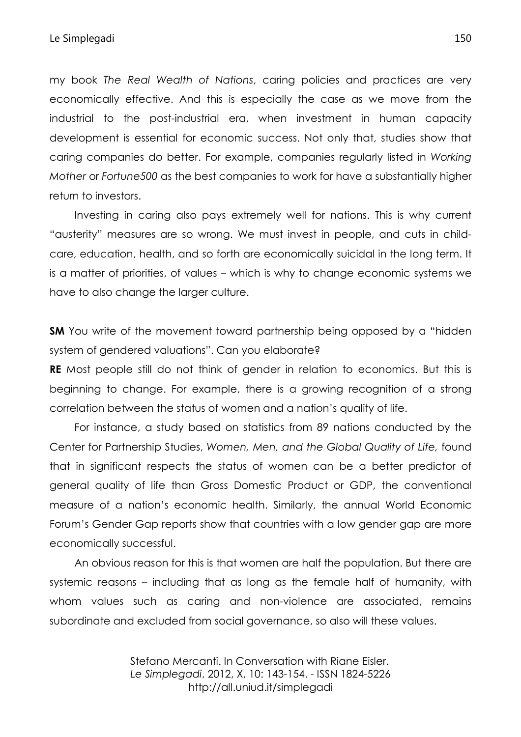my book *The Real Wealth of Nations*, caring policies and practices are very economically effective. And this is especially the case as we move from the industrial to the post-industrial era, when investment in human capacity development is essential for economic success. Not only that, studies show that caring companies do better. For example, companies regularly listed in *Working Mother* or *Fortune500* as the best companies to work for have a substantially higher return to investors.

Investing in caring also pays extremely well for nations. This is why current "austerity" measures are so wrong. We must invest in people, and cuts in child-care, education, health, and so forth are economically suicidal in the long term. It is a matter of priorities, of values – which is why to change economic systems we have to also change the larger culture.

**SM** You write of the movement toward partnership being opposed by a "hidden system of gendered valuations". Can you elaborate?

**RE** Most people still do not think of gender in relation to economics. But this is beginning to change. For example, there is a growing recognition of a strong correlation between the status of women and a nation's quality of life.

For instance, a study based on statistics from 89 nations conducted by the Center for Partnership Studies, *Women, Men, and the Global Quality of Life,* found that in significant respects the status of women can be a better predictor of general quality of life than Gross Domestic Product or GDP, the conventional measure of a nation's economic health. Similarly, the annual World Economic Forum's Gender Gap reports show that countries with a low gender gap are more economically successful.

An obvious reason for this is that women are half the population. But there are systemic reasons – including that as long as the female half of humanity, with whom values such as caring and non-violence are associated, remains subordinate and excluded from social governance, so also will these values.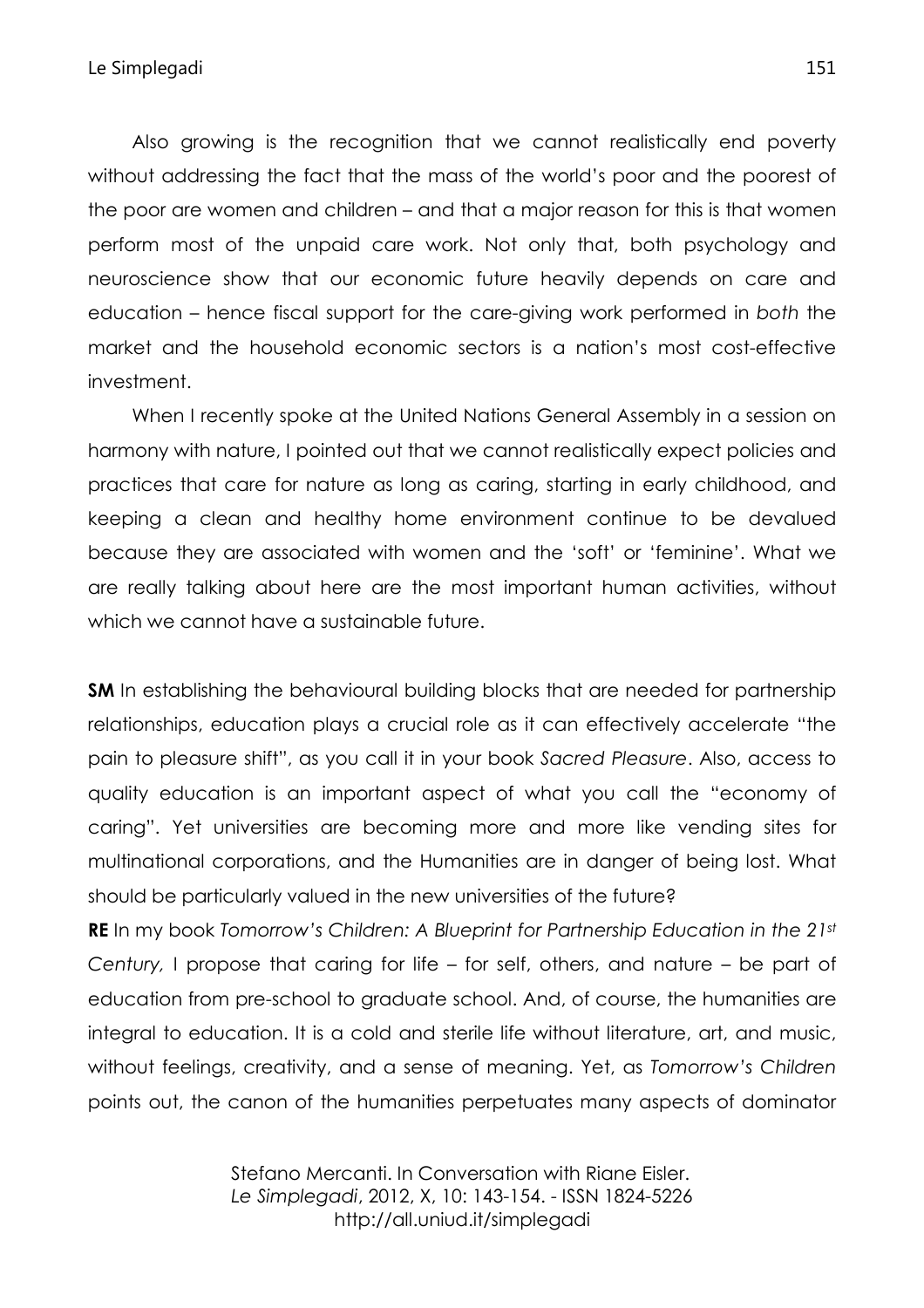Also growing is the recognition that we cannot realistically end poverty without addressing the fact that the mass of the world's poor and the poorest of the poor are women and children – and that a major reason for this is that women perform most of the unpaid care work. Not only that, both psychology and neuroscience show that our economic future heavily depends on care and education – hence fiscal support for the care-giving work performed in *both* the market and the household economic sectors is a nation's most cost-effective investment.

When I recently spoke at the United Nations General Assembly in a session on harmony with nature, I pointed out that we cannot realistically expect policies and practices that care for nature as long as caring, starting in early childhood, and keeping a clean and healthy home environment continue to be devalued because they are associated with women and the 'soft' or 'feminine'. What we are really talking about here are the most important human activities, without which we cannot have a sustainable future.

**SM** In establishing the behavioural building blocks that are needed for partnership relationships, education plays a crucial role as it can effectively accelerate "the pain to pleasure shift", as you call it in your book *Sacred Pleasure*. Also, access to quality education is an important aspect of what you call the "economy of caring". Yet universities are becoming more and more like vending sites for multinational corporations, and the Humanities are in danger of being lost. What should be particularly valued in the new universities of the future?

**RE** In my book *Tomorrow's Children: A Blueprint for Partnership Education in the 21st Century,* I propose that caring for life – for self, others, and nature – be part of education from pre-school to graduate school. And, of course, the humanities are integral to education. It is a cold and sterile life without literature, art, and music, without feelings, creativity, and a sense of meaning. Yet, as *Tomorrow's Children* points out, the canon of the humanities perpetuates many aspects of dominator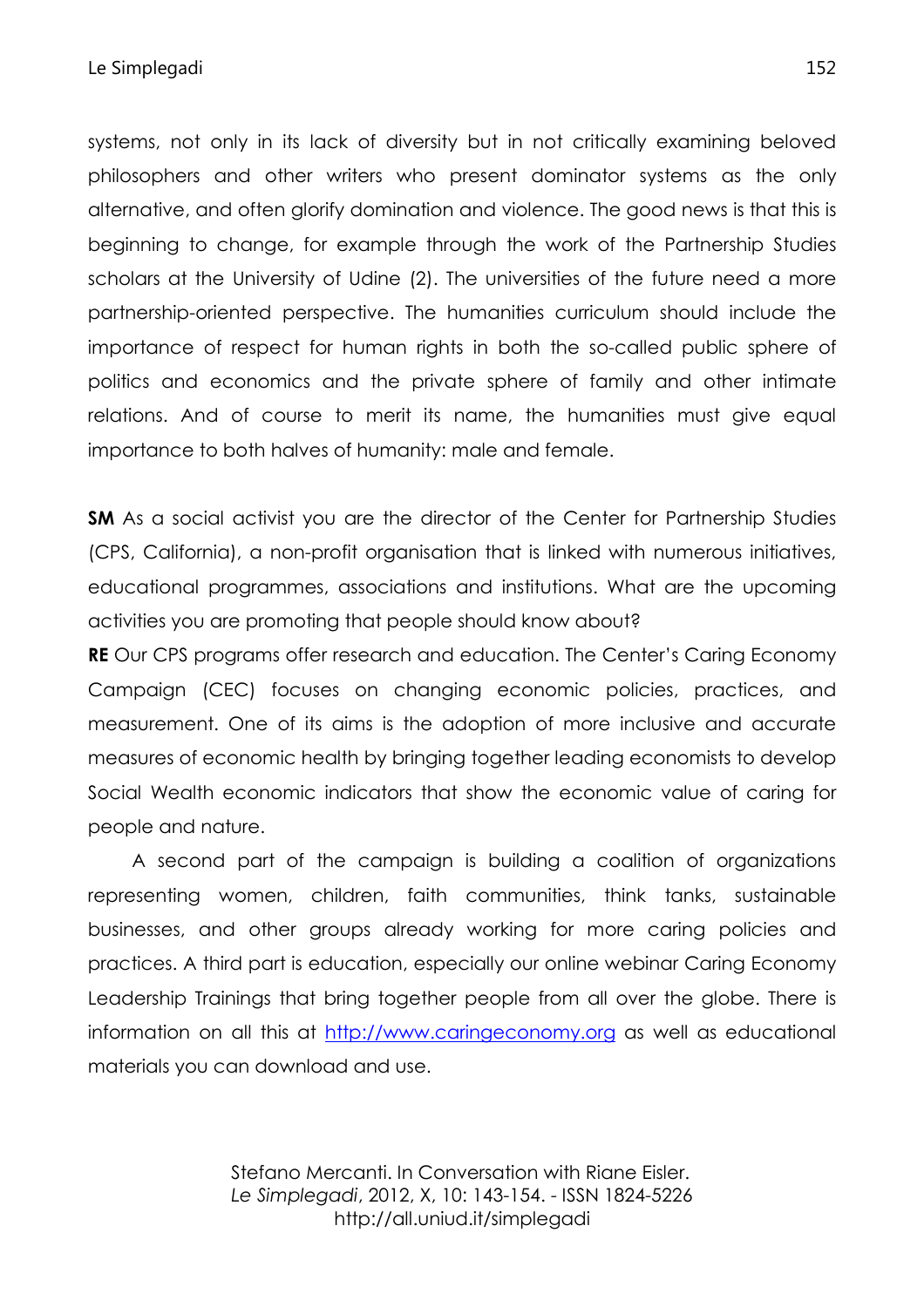systems, not only in its lack of diversity but in not critically examining beloved philosophers and other writers who present dominator systems as the only alternative, and often glorify domination and violence. The good news is that this is beginning to change, for example through the work of the Partnership Studies scholars at the University of Udine (2). The universities of the future need a more partnership-oriented perspective. The humanities curriculum should include the importance of respect for human rights in both the so-called public sphere of politics and economics and the private sphere of family and other intimate relations. And of course to merit its name, the humanities must give equal importance to both halves of humanity: male and female.

**SM** As a social activist you are the director of the Center for Partnership Studies (CPS, California), a non-profit organisation that is linked with numerous initiatives, educational programmes, associations and institutions. What are the upcoming activities you are promoting that people should know about?

**RE** Our CPS programs offer research and education. The Center's Caring Economy Campaign (CEC) focuses on changing economic policies, practices, and measurement. One of its aims is the adoption of more inclusive and accurate measures of economic health by bringing together leading economists to develop Social Wealth economic indicators that show the economic value of caring for people and nature.

A second part of the campaign is building a coalition of organizations representing women, children, faith communities, think tanks, sustainable businesses, and other groups already working for more caring policies and practices. A third part is education, especially our online webinar Caring Economy Leadership Trainings that bring together people from all over the globe. There is information on all this at [http://www.caringeconomy.org](http://www.caringeconomy.org) as well as educational materials you can download and use.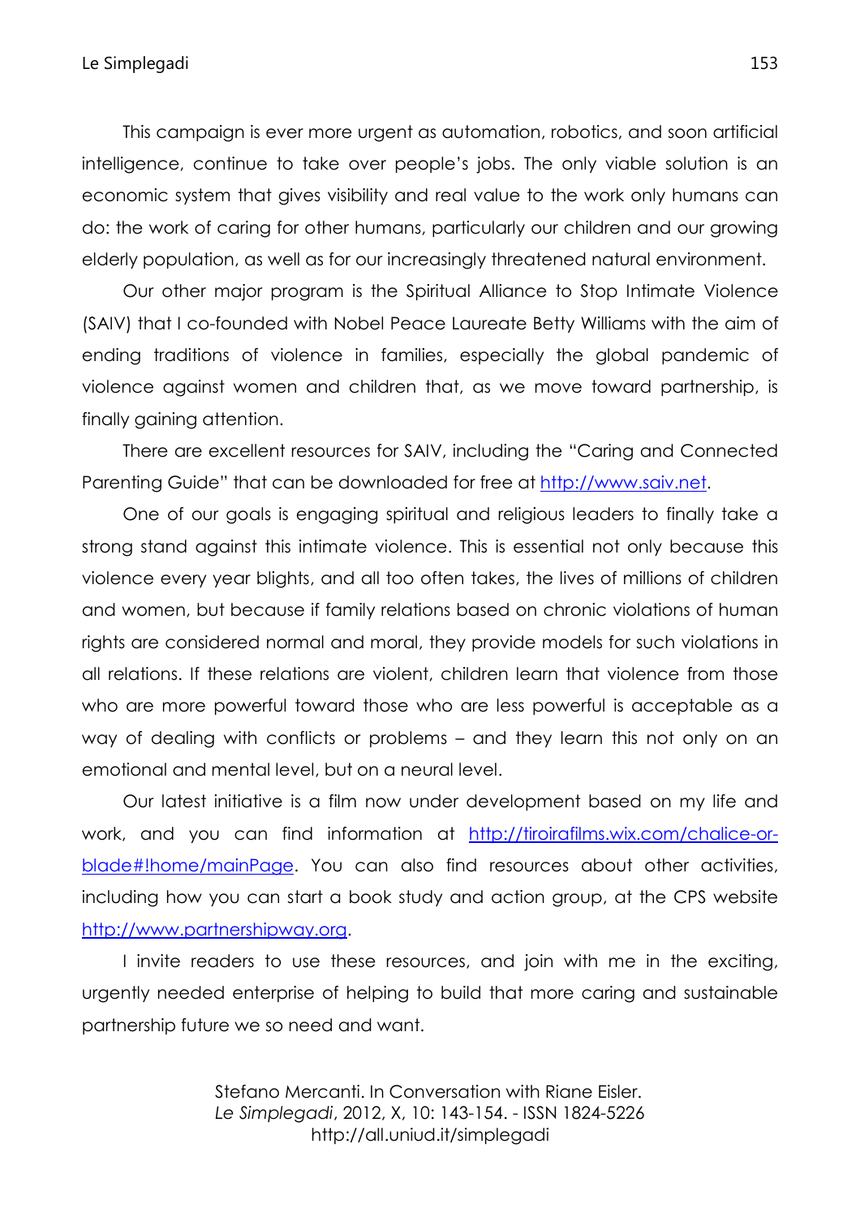This campaign is ever more urgent as automation, robotics, and soon artificial intelligence, continue to take over people's jobs. The only viable solution is an economic system that gives visibility and real value to the work only humans can do: the work of caring for other humans, particularly our children and our growing elderly population, as well as for our increasingly threatened natural environment.

Our other major program is the Spiritual Alliance to Stop Intimate Violence (SAIV) that I co-founded with Nobel Peace Laureate Betty Williams with the aim of ending traditions of violence in families, especially the global pandemic of violence against women and children that, as we move toward partnership, is finally gaining attention.

There are excellent resources for SAIV, including the "Caring and Connected Parenting Guide" that can be downloaded for free at [http://www.saiv.net](http://www.saiv.net).

One of our goals is engaging spiritual and religious leaders to finally take a strong stand against this intimate violence. This is essential not only because this violence every year blights, and all too often takes, the lives of millions of children and women, but because if family relations based on chronic violations of human rights are considered normal and moral, they provide models for such violations in all relations. If these relations are violent, children learn that violence from those who are more powerful toward those who are less powerful is acceptable as a way of dealing with conflicts or problems – and they learn this not only on an emotional and mental level, but on a neural level.

Our latest initiative is a film now under development based on my life and work, and you can find information at [http://tiroirafilms.wix.com/chalice-or-blade#!home/mainPage](http://tiroirafilms.wix.com/chalice-or-blade#!home/mainPage). You can also find resources about other activities, including how you can start a book study and action group, at the CPS website [http://www.partnershipway.org](http://www.partnershipway.org).

I invite readers to use these resources, and join with me in the exciting, urgently needed enterprise of helping to build that more caring and sustainable partnership future we so need and want.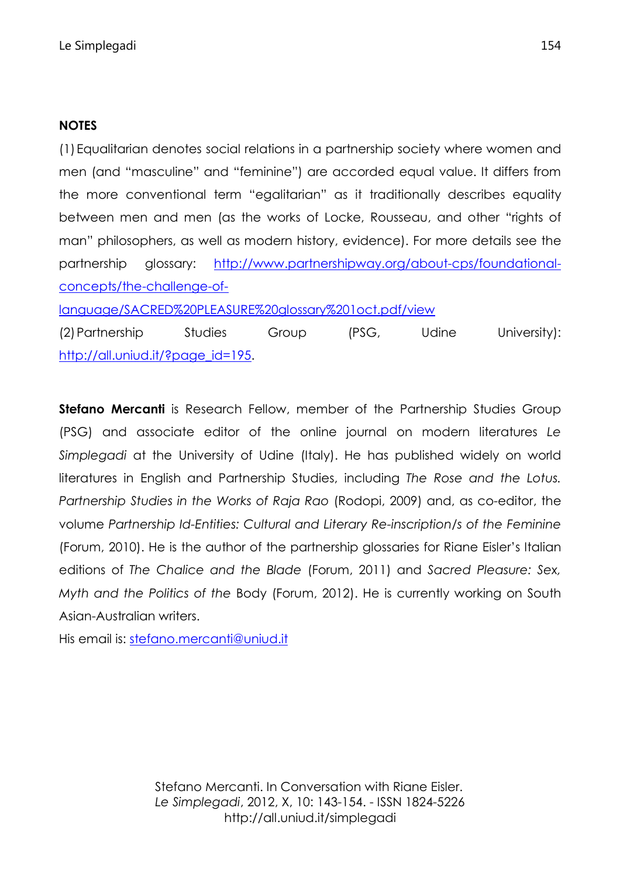**NOTES**

(1) Equalitarian denotes social relations in a partnership society where women and men (and "masculine" and "feminine") are accorded equal value. It differs from the more conventional term "egalitarian" as it traditionally describes equality between men and men (as the works of Locke, Rousseau, and other "rights of man" philosophers, as well as modern history, evidence). For more details see the partnership glossary: [http://www.partnershipway.org/about-cps/foundational-concepts/the-challenge-of-language/SACRED%20PLEASURE%20glossary%201oct.pdf/view](http://www.partnershipway.org/about-cps/foundational-concepts/the-challenge-of-language/SACRED%20PLEASURE%20glossary%201oct.pdf/view)

(2) Partnership Studies Group (PSG, Udine University): [http://all.uniud.it/?page_id=195](http://all.uniud.it/?page_id=195).

**Stefano Mercanti** is Research Fellow, member of the Partnership Studies Group (PSG) and associate editor of the online journal on modern literatures *Le Simplegadi* at the University of Udine (Italy). He has published widely on world literatures in English and Partnership Studies, including *The Rose and the Lotus. Partnership Studies in the Works of Raja Rao* (Rodopi, 2009) and, as co-editor, the volume *Partnership Id-Entities: Cultural and Literary Re-inscription/s of the Feminine* (Forum, 2010). He is the author of the partnership glossaries for Riane Eisler's Italian editions of *The Chalice and the Blade* (Forum, 2011) and *Sacred Pleasure: Sex, Myth and the Politics of the* Body (Forum, 2012). He is currently working on South Asian-Australian writers.

His email is: [stefano.mercanti@uniud.it](mailto:stefano.mercanti@uniud.it)